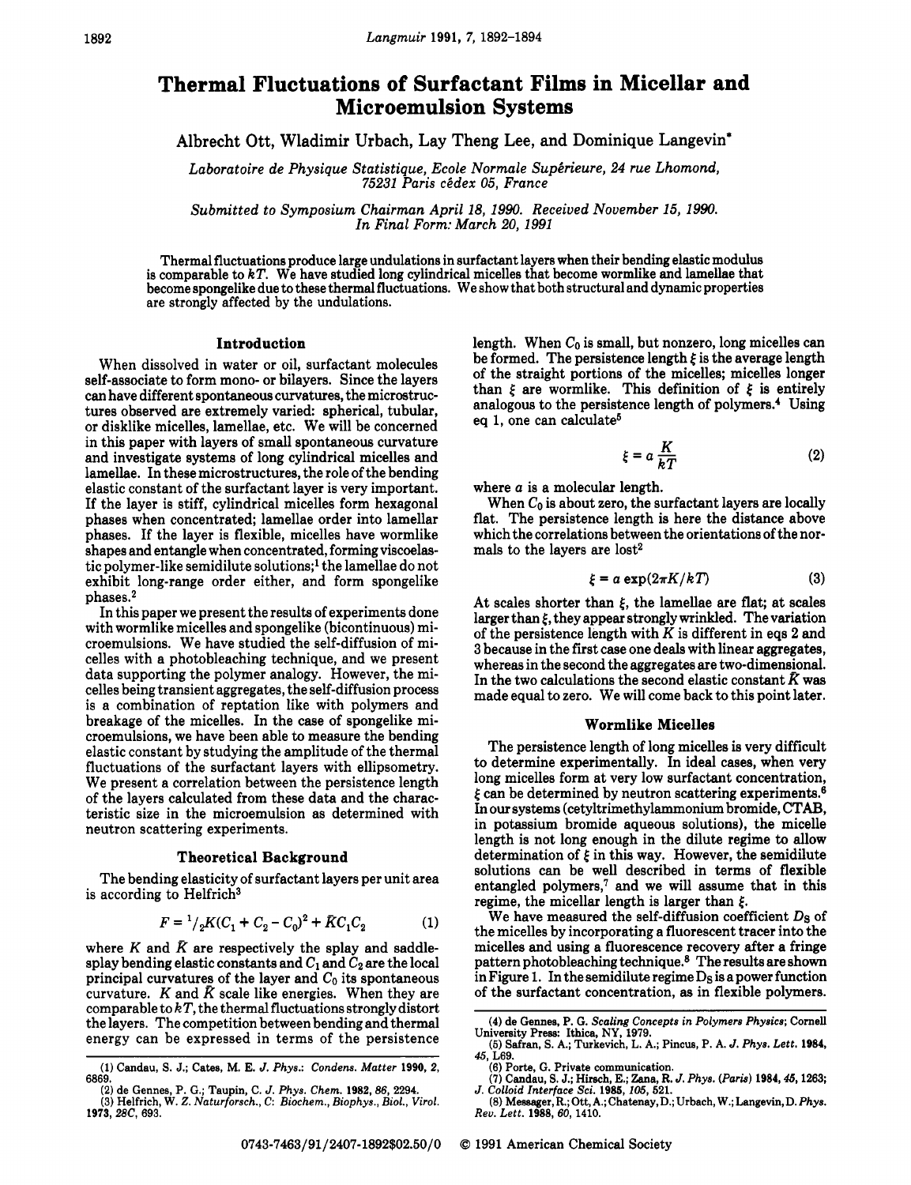# Thermal Fluctuations of Surfactant Films in Micellar and Microemulsion Systems

Albrecht Ott, Wladimir Urbach, Lay Theng Lee, and Dominique Langevin*

*Laboratoire de Physique Statistique, Ecole Normale Supérieure, 24 rue Lhomond, 75231 Paris cédex 05, France*

*Submitted to Symposium Chairman April 18, 1990. Received November 15, 1990. In Final Form: March 20, 1991*

Thermal fluctuations produce large undulations in surfactant layers when their bending elastic modulus is comparable to $kT$. We have studied long cylindrical micelles that become wormlike and lamellae that become spongelike due to these thermal fluctuations. We show that both structural and dynamic properties are strongly affected by the undulations.

## Introduction

When dissolved in water or oil, surfactant molecules self-associate to form mono- or bilayers. Since the layers can have different spontaneous curvatures, the microstructures observed are extremely varied: spherical, tubular, or disklike micelles, lamellae, etc. We will be concerned in this paper with layers of small spontaneous curvature and investigate systems of long cylindrical micelles and lamellae. In these microstructures, the role of the bending elastic constant of the surfactant layer is very important. If the layer is stiff, cylindrical micelles form hexagonal phases when concentrated; lamellae order into lamellar phases. If the layer is flexible, micelles have wormlike shapes and entangle when concentrated, forming viscoelastic polymer-like semidilute solutions;[1] the lamellae do not exhibit long-range order either, and form spongelike phases.[2]

In this paper we present the results of experiments done with wormlike micelles and spongelike (bicontinuous) microemulsions. We have studied the self-diffusion of micelles with a photobleaching technique, and we present data supporting the polymer analogy. However, the micelles being transient aggregates, the self-diffusion process is a combination of reptation like with polymers and breakage of the micelles. In the case of spongelike microemulsions, we have been able to measure the bending elastic constant by studying the amplitude of the thermal fluctuations of the surfactant layers with ellipsometry. We present a correlation between the persistence length of the layers calculated from these data and the characteristic size in the microemulsion as determined with neutron scattering experiments.

## Theoretical Background

The bending elasticity of surfactant layers per unit area is according to Helfrich[3]

$$F = {}^1/_2K(C_1 + C_2 - C_0)^2 + \bar{K}C_1C_2 \qquad (1)$$

where $K$ and $\bar{K}$ are respectively the splay and saddle-splay bending elastic constants and $C_1$ and $C_2$ are the local principal curvatures of the layer and $C_0$ its spontaneous curvature. $K$ and $\bar{K}$ scale like energies. When they are comparable to $kT$, the thermal fluctuations strongly distort the layers. The competition between bending and thermal energy can be expressed in terms of the persistence length. When $C_0$ is small, but nonzero, long micelles can be formed. The persistence length $\xi$ is the average length of the straight portions of the micelles; micelles longer than $\xi$ are wormlike. This definition of $\xi$ is entirely analogous to the persistence length of polymers.[4] Using eq 1, one can calculate[5]

$$\xi = a\frac{K}{kT} \qquad (2)$$

where $a$ is a molecular length.

When $C_0$ is about zero, the surfactant layers are locally flat. The persistence length is here the distance above which the correlations between the orientations of the normals to the layers are lost[2]

$$\xi = a \exp(2\pi K/kT) \qquad (3)$$

At scales shorter than $\xi$, the lamellae are flat; at scales larger than $\xi$, they appear strongly wrinkled. The variation of the persistence length with $K$ is different in eqs 2 and 3 because in the first case one deals with linear aggregates, whereas in the second the aggregates are two-dimensional. In the two calculations the second elastic constant $\bar{K}$ was made equal to zero. We will come back to this point later.

## Wormlike Micelles

The persistence length of long micelles is very difficult to determine experimentally. In ideal cases, when very long micelles form at very low surfactant concentration, $\xi$ can be determined by neutron scattering experiments.[6] In our systems (cetyltrimethylammonium bromide, CTAB, in potassium bromide aqueous solutions), the micelle length is not long enough in the dilute regime to allow determination of $\xi$ in this way. However, the semidilute solutions can be well described in terms of flexible entangled polymers,[7] and we will assume that in this regime, the micellar length is larger than $\xi$.

We have measured the self-diffusion coefficient $D_S$ of the micelles by incorporating a fluorescent tracer into the micelles and using a fluorescence recovery after a fringe pattern photobleaching technique.[8] The results are shown in Figure 1. In the semidilute regime $D_S$ is a power function of the surfactant concentration, as in flexible polymers.

---

(1) Candau, S. J.; Cates, M. E. *J. Phys.: Condens. Matter* **1990**, *2*, 6869.
(2) de Gennes, P. G.; Taupin, C. *J. Phys. Chem.* **1982**, *86*, 2294.
(3) Helfrich, W. *Z. Naturforsch., C: Biochem., Biophys., Biol., Virol.* **1973**, *28C*, 693.
(4) de Gennes, P. G. *Scaling Concepts in Polymers Physics*; Cornell University Press: Ithica, NY, 1979.
(5) Safran, S. A.; Turkevich, L. A.; Pincus, P. A. *J. Phys. Lett.* **1984**, *45*, L69.
(6) Porte, G. Private communication.
(7) Candau, S. J.; Hirsch, E.; Zana, R. *J. Phys. (Paris)* **1984**, *45*, 1263; *J. Colloid Interface Sci.* **1985**, *105*, 521.
(8) Messager, R.; Ott, A.; Chatenay, D.; Urbach, W.; Langevin, D. *Phys. Rev. Lett.* **1988**, *60*, 1410.

0743-7463/91/2407-1892$02.50/0 © 1991 American Chemical Society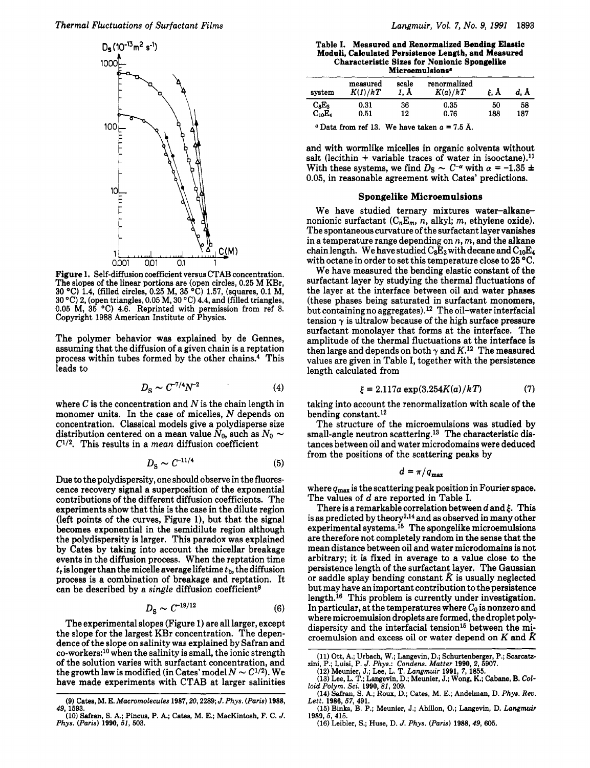Figure 1. Self-diffusion coefficient versus CTAB concentration. The slopes of the linear portions are (open circles, 0.25 M KBr, 30 °C) 1.4, (filled circles, 0.25 M, 35 °C) 1.57, (squares, 0.1 M, 30 °C) 2, (open triangles, 0.05 M, 30 °C) 4.4, and (filled triangles, 0.05 M, 35 °C) 4.6. Reprinted with permission from ref 8. Copyright 1988 American Institute of Physics.

The polymer behavior was explained by de Gennes, assuming that the diffusion of a given chain is a reptation process within tubes formed by the other chains.[4] This leads to

$$D_S \sim C^{-7/4} N^{-2} \tag{4}$$

where $C$ is the concentration and $N$ is the chain length in monomer units. In the case of micelles, $N$ depends on concentration. Classical models give a polydisperse size distribution centered on a mean value $N_0$, such as $N_0 \sim C^{1/2}$. This results in a *mean* diffusion coefficient

$$D_S \sim C^{-11/4} \tag{5}$$

Due to the polydispersity, one should observe in the fluorescence recovery signal a superposition of the exponential contributions of the different diffusion coefficients. The experiments show that this is the case in the dilute region (left points of the curves, Figure 1), but that the signal becomes exponential in the semidilute region although the polydispersity is larger. This paradox was explained by Cates by taking into account the micellar breakage events in the diffusion process. When the reptation time $t_r$ is longer than the micelle average lifetime $t_b$, the diffusion process is a combination of breakage and reptation. It can be described by a *single* diffusion coefficient[9]

$$D_S \sim C^{-19/12} \tag{6}$$

The experimental slopes (Figure 1) are all larger, except the slope for the largest KBr concentration. The dependence of the slope on salinity was explained by Safran and co-workers:[10] when the salinity is small, the ionic strength of the solution varies with surfactant concentration, and the growth law is modified (in Cates' model $N \sim C^{1/2}$). We have made experiments with CTAB at larger salinities and with wormlike micelles in organic solvents without salt (lecithin + variable traces of water in isooctane).[11] With these systems, we find $D_S \sim C^{-\alpha}$ with $\alpha = -1.35 \pm 0.05$, in reasonable agreement with Cates' predictions.

## Spongelike Microemulsions

We have studied ternary mixtures water–alkane–nonionic surfactant ($C_nE_m$, $n$, alkyl; $m$, ethylene oxide). The spontaneous curvature of the surfactant layer vanishes in a temperature range depending on $n$, $m$, and the alkane chain length. We have studied $C_8E_3$ with decane and $C_{10}E_4$ with octane in order to set this temperature close to 25 °C.

We have measured the bending elastic constant of the surfactant layer by studying the thermal fluctuations of the layer at the interface between oil and water phases (these phases being saturated in surfactant monomers, but containing no aggregates).[12] The oil–water interfacial tension $\gamma$ is ultralow because of the high surface pressure surfactant monolayer that forms at the interface. The amplitude of the thermal fluctuations at the interface is then large and depends on both $\gamma$ and $K$.[12] The measured values are given in Table I, together with the persistence length calculated from

$$\xi = 2.117a \exp(3.254K(a)/kT) \tag{7}$$

taking into account the renormalization with scale of the bending constant.[12]

**Table I. Measured and Renormalized Bending Elastic Moduli, Calculated Persistence Length, and Measured Characteristic Sizes for Nonionic Spongelike Microemulsions[a]**

| system | measured $K(l)/kT$ | scale $l$, Å | renormalized $K(a)/kT$ | $\xi$, Å | $d$, Å |
|---|---|---|---|---|---|
| $C_8E_3$ | 0.31 | 36 | 0.35 | 50 | 58 |
| $C_{10}E_4$ | 0.51 | 12 | 0.76 | 188 | 187 |

[a] Data from ref 13. We have taken $a$ = 7.5 Å.

The structure of the microemulsions was studied by small-angle neutron scattering.[13] The characteristic distances between oil and water microdomains were deduced from the positions of the scattering peaks by

$$d = \pi/q_{max}$$

where $q_{max}$ is the scattering peak position in Fourier space. The values of $d$ are reported in Table I.

There is a remarkable correlation between $d$ and $\xi$. This is as predicted by theory[2,14] and as observed in many other experimental systems.[15] The spongelike microemulsions are therefore not completely random in the sense that the mean distance between oil and water microdomains is not arbitrary; it is fixed in average to a value close to the persistence length of the surfactant layer. The Gaussian or saddle splay bending constant $\bar{K}$ is usually neglected but may have an important contribution to the persistence length.[16] This problem is currently under investigation. In particular, at the temperatures where $C_0$ is nonzero and where microemulsion droplets are formed, the droplet polydispersity and the interfacial tension[15] between the microemulsion and excess oil or water depend on $K$ and $\bar{K}$

(9) Cates, M. E. *Macromolecules* 1987, *20*, 2289; *J. Phys. (Paris)* 1988, *49*, 1593.

(10) Safran, S. A.; Pincus, P. A.; Cates, M. E.; MacKintosh, F. C. *J. Phys. (Paris)* 1990, *51*, 503.

(11) Ott, A.; Urbach, W.; Langevin, D.; Schurtenberger, P.; Scarcatzini, P.; Luisi, P. *J. Phys.: Condens. Matter* 1990, *2*, 5907.

(12) Meunier, J.; Lee, L. T. *Langmuir* 1991, *7*, 1855.

(13) Lee, L. T.; Langevin, D.; Meunier, J.; Wong, K.; Cabane, B. *Colloid Polym. Sci.* 1990, *81*, 209.

(14) Safran, S. A.; Roux, D.; Cates, M. E.; Andelman, D. *Phys. Rev. Lett.* 1986, *57*, 491.

(15) Binks, B. P.; Meunier, J.; Abillon, O.; Langevin, D. *Langmuir* 1989, *5*, 415.

(16) Leibler, S.; Huse, D. *J. Phys. (Paris)* 1988, *49*, 605.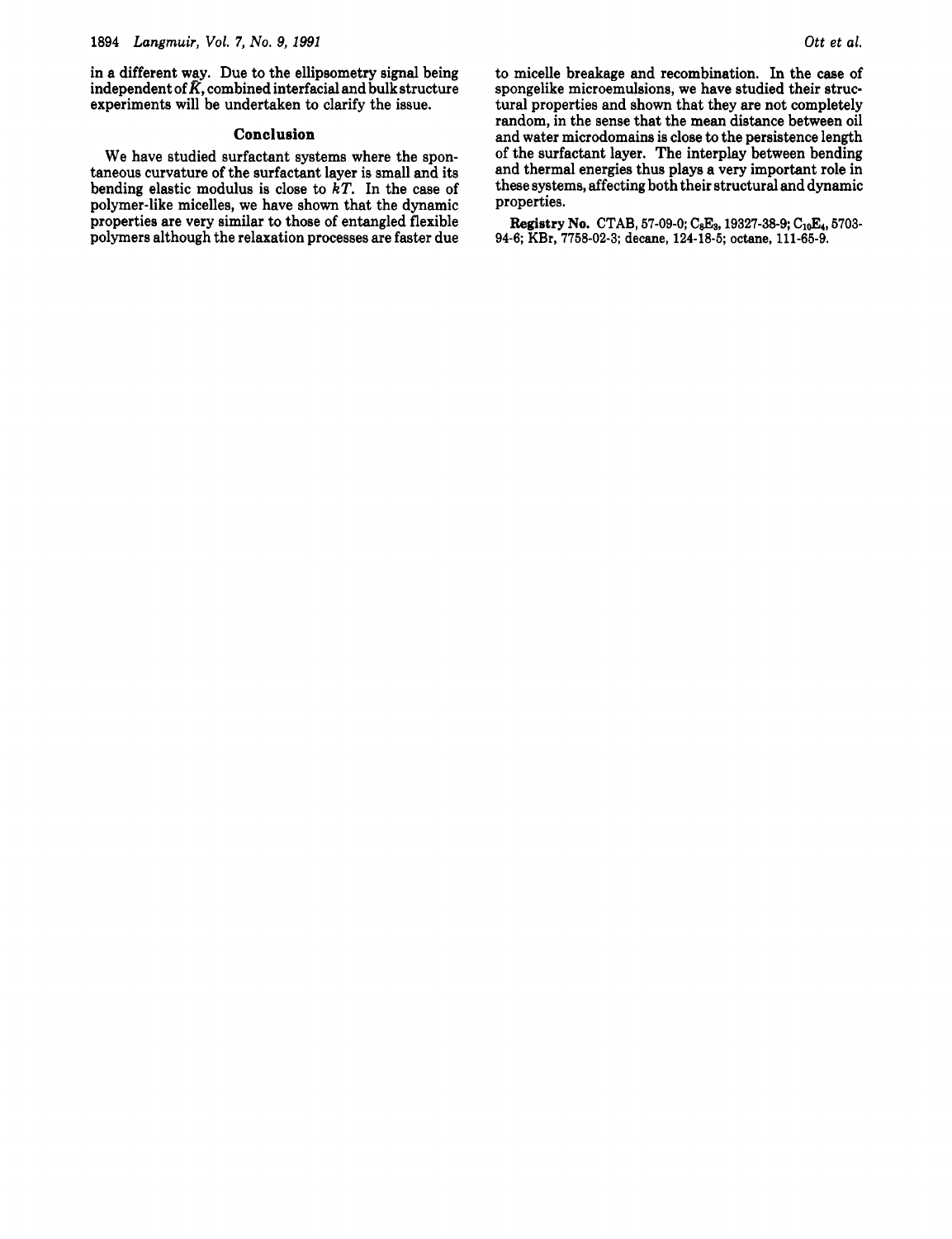in a different way. Due to the ellipsometry signal being independent of $\bar{K}$, combined interfacial and bulk structure experiments will be undertaken to clarify the issue.

## Conclusion

We have studied surfactant systems where the spontaneous curvature of the surfactant layer is small and its bending elastic modulus is close to $kT$. In the case of polymer-like micelles, we have shown that the dynamic properties are very similar to those of entangled flexible polymers although the relaxation processes are faster due to micelle breakage and recombination. In the case of spongelike microemulsions, we have studied their structural properties and shown that they are not completely random, in the sense that the mean distance between oil and water microdomains is close to the persistence length of the surfactant layer. The interplay between bending and thermal energies thus plays a very important role in these systems, affecting both their structural and dynamic properties.

**Registry No.** CTAB, 57-09-0; $C_8E_3$, 19327-38-9; $C_{10}E_4$, 5703-94-6; KBr, 7758-02-3; decane, 124-18-5; octane, 111-65-9.